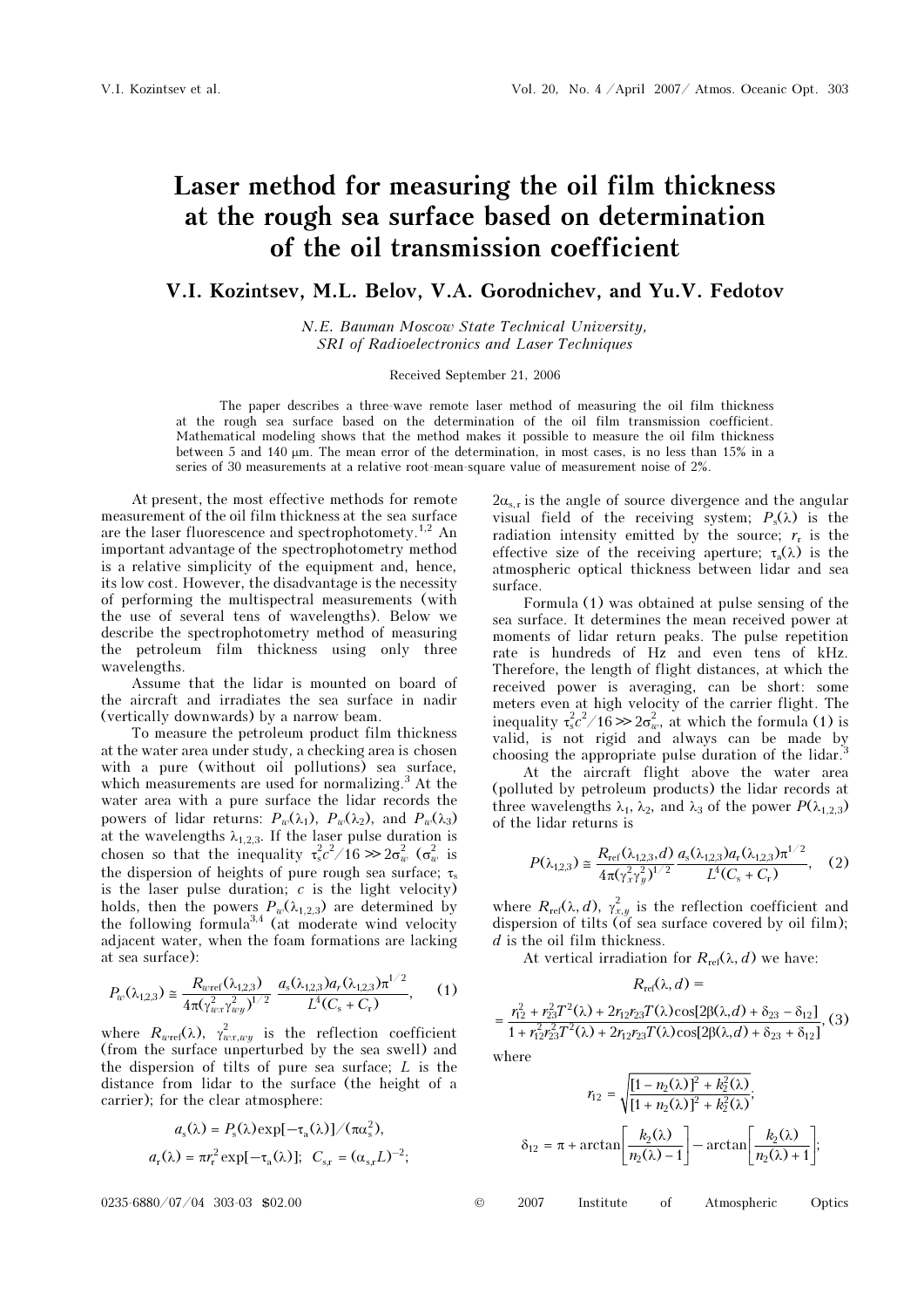# Laser method for measuring the oil film thickness at the rough sea surface based on determination of the oil transmission coefficient

**V.I. Kozintsev, M.L. Belov, V.A. Gorodnichev, and Yu.V. Fedotov**

*N.E. Bauman Moscow State Technical University, SRI of Radioelectronics and Laser Techniques*

Received September 21, 2006

The paper describes a three-wave remote laser method of measuring the oil film thickness at the rough sea surface based on the determination of the oil film transmission coefficient. Mathematical modeling shows that the method makes it possible to measure the oil film thickness between 5 and 140 μm. The mean error of the determination, in most cases, is no less than 15% in a series of 30 measurements at a relative root-mean-square value of measurement noise of 2%.

At present, the most effective methods for remote measurement of the oil film thickness at the sea surface are the laser fluorescence and spectrophotometry.[1,2] An important advantage of the spectrophotometry method is a relative simplicity of the equipment and, hence, its low cost. However, the disadvantage is the necessity of performing the multispectral measurements (with the use of several tens of wavelengths). Below we describe the spectrophotometry method of measuring the petroleum film thickness using only three wavelengths.

Assume that the lidar is mounted on board of the aircraft and irradiates the sea surface in nadir (vertically downwards) by a narrow beam.

To measure the petroleum product film thickness at the water area under study, a checking area is chosen with a pure (without oil pollutions) sea surface, which measurements are used for normalizing.[3] At the water area with a pure surface the lidar records the powers of lidar returns: $P_w(\lambda_1)$, $P_w(\lambda_2)$, and $P_w(\lambda_3)$ at the wavelengths $\lambda_{1,2,3}$. If the laser pulse duration is chosen so that the inequality $\tau_s^2 c^2/16 \gg 2\sigma_w^2$ ($\sigma_w^2$ is the dispersion of heights of pure rough sea surface; $\tau_s$ is the laser pulse duration; $c$ is the light velocity) holds, then the powers $P_w(\lambda_{1,2,3})$ are determined by the following formula[3,4] (at moderate wind velocity adjacent water, when the foam formations are lacking at sea surface):

$$P_w(\lambda_{1,2,3}) \cong \frac{R_{w\text{ref}}(\lambda_{1,2,3})}{4\pi(\gamma_{wx}^2 \gamma_{wy}^2)^{1/2}} \frac{a_s(\lambda_{1,2,3}) a_r(\lambda_{1,2,3}) \pi^{1/2}}{L^4 (C_s + C_r)}, \quad (1)$$

where $R_{w\text{ref}}(\lambda)$, $\gamma_{wx,wy}^2$ is the reflection coefficient (from the surface unperturbed by the sea swell) and the dispersion of tilts of pure sea surface; $L$ is the distance from lidar to the surface (the height of a carrier); for the clear atmosphere:

$$a_s(\lambda) = P_s(\lambda)\exp[-\tau_a(\lambda)]/(\pi\alpha_s^2),$$

$$a_r(\lambda) = \pi r_r^2 \exp[-\tau_a(\lambda)]; \quad C_{s,r} = (\alpha_{s,r} L)^{-2};$$

$2\alpha_{s,r}$ is the angle of source divergence and the angular visual field of the receiving system; $P_s(\lambda)$ is the radiation intensity emitted by the source; $r_r$ is the effective size of the receiving aperture; $\tau_a(\lambda)$ is the atmospheric optical thickness between lidar and sea surface.

Formula (1) was obtained at pulse sensing of the sea surface. It determines the mean received power at moments of lidar return peaks. The pulse repetition rate is hundreds of Hz and even tens of kHz. Therefore, the length of flight distances, at which the received power is averaging, can be short: some meters even at high velocity of the carrier flight. The inequality $\tau_s^2 c^2/16 \gg 2\sigma_w^2$, at which the formula (1) is valid, is not rigid and always can be made by choosing the appropriate pulse duration of the lidar.[3]

At the aircraft flight above the water area (polluted by petroleum products) the lidar records at three wavelengths $\lambda_1$, $\lambda_2$, and $\lambda_3$ of the power $P(\lambda_{1,2,3})$ of the lidar returns is

$$P(\lambda_{1,2,3}) \cong \frac{R_{\text{ref}}(\lambda_{1,2,3}, d)}{4\pi(\gamma_x^2 \gamma_y^2)^{1/2}} \frac{a_s(\lambda_{1,2,3}) a_r(\lambda_{1,2,3}) \pi^{1/2}}{L^4 (C_s + C_r)}, \quad (2)$$

where $R_{\text{ref}}(\lambda, d)$, $\gamma_{x,y}^2$ is the reflection coefficient and dispersion of tilts (of sea surface covered by oil film); $d$ is the oil film thickness.

At vertical irradiation for $R_{\text{ref}}(\lambda, d)$ we have:

$$R_{\text{ref}}(\lambda, d) = \frac{r_{12}^2 + r_{23}^2 T^2(\lambda) + 2 r_{12} r_{23} T(\lambda) \cos[2\beta(\lambda, d) + \delta_{23} - \delta_{12}]}{1 + r_{12}^2 r_{23}^2 T^2(\lambda) + 2 r_{12} r_{23} T(\lambda) \cos[2\beta(\lambda, d) + \delta_{23} + \delta_{12}]}, \quad (3)$$

where

$$r_{12} = \sqrt{\frac{[1 - n_2(\lambda)]^2 + k_2^2(\lambda)}{[1 + n_2(\lambda)]^2 + k_2^2(\lambda)}};$$

$$\delta_{12} = \pi + \arctan\left[\frac{k_2(\lambda)}{n_2(\lambda) - 1}\right] - \arctan\left[\frac{k_2(\lambda)}{n_2(\lambda) + 1}\right];$$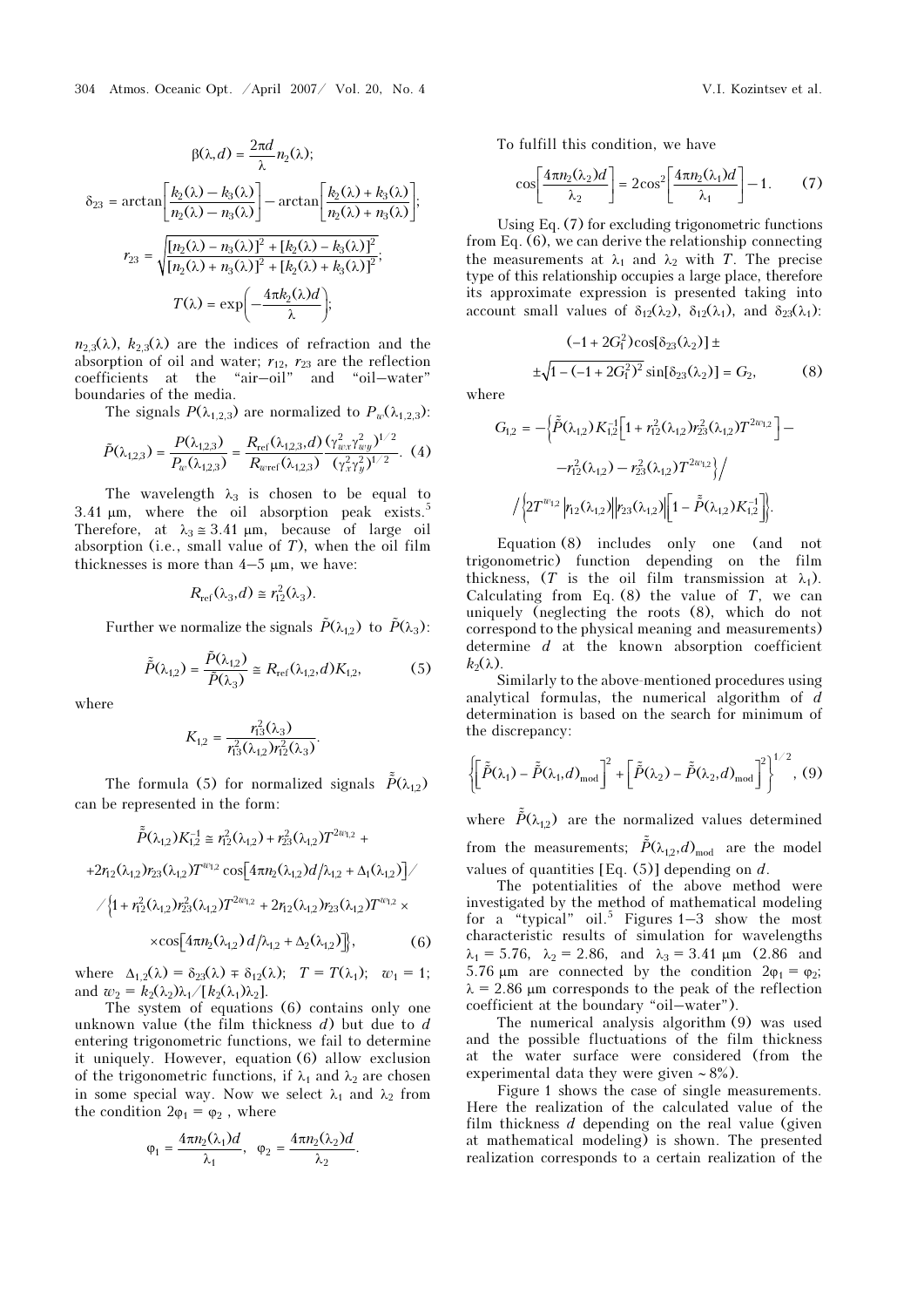$$\beta(\lambda, d) = \frac{2\pi d}{\lambda} n_2(\lambda);$$

$$\delta_{23} = \arctan\left[\frac{k_2(\lambda) - k_3(\lambda)}{n_2(\lambda) - n_3(\lambda)}\right] - \arctan\left[\frac{k_2(\lambda) + k_3(\lambda)}{n_2(\lambda) + n_3(\lambda)}\right];$$

$$r_{23} = \sqrt{\frac{[n_2(\lambda) - n_3(\lambda)]^2 + [k_2(\lambda) - k_3(\lambda)]^2}{[n_2(\lambda) + n_3(\lambda)]^2 + [k_2(\lambda) + k_3(\lambda)]^2}};$$

$$T(\lambda) = \exp\left(-\frac{4\pi k_2(\lambda) d}{\lambda}\right);$$

$n_{2,3}(\lambda)$, $k_{2,3}(\lambda)$ are the indices of refraction and the absorption of oil and water; $r_{12}$, $r_{23}$ are the reflection coefficients at the "air–oil" and "oil–water" boundaries of the media.

The signals $P(\lambda_{1,2,3})$ are normalized to $P_w(\lambda_{1,2,3})$:

$$\tilde{P}(\lambda_{1,2,3}) = \frac{P(\lambda_{1,2,3})}{P_w(\lambda_{1,2,3})} = \frac{R_{\text{ref}}(\lambda_{1,2,3}, d)}{R_{w\text{ref}}(\lambda_{1,2,3})} \frac{(\gamma_{wx}^2 \gamma_{wy}^2)^{1/2}}{(\gamma_x^2 \gamma_y^2)^{1/2}}. \quad (4)$$

The wavelength $\lambda_3$ is chosen to be equal to 3.41 μm, where the oil absorption peak exists.[5] Therefore, at $\lambda_3 \cong 3.41$ μm, because of large oil absorption (i.e., small value of $T$), when the oil film thicknesses is more than 4–5 μm, we have:

$$R_{\text{ref}}(\lambda_3, d) \cong r_{12}^2(\lambda_3).$$

Further we normalize the signals $\tilde{P}(\lambda_{1,2})$ to $\tilde{P}(\lambda_3)$:

$$\tilde{\tilde{P}}(\lambda_{1,2}) = \frac{\tilde{P}(\lambda_{1,2})}{\tilde{P}(\lambda_3)} \cong R_{\text{ref}}(\lambda_{1,2}, d) K_{1,2}, \quad (5)$$

where

$$K_{1,2} = \frac{r_{13}^2(\lambda_3)}{r_{13}^2(\lambda_{1,2}) r_{12}^2(\lambda_3)}.$$

The formula (5) for normalized signals $\tilde{\tilde{P}}(\lambda_{1,2})$ can be represented in the form:

$$\begin{aligned}
&\tilde{\tilde{P}}(\lambda_{1,2}) K_{1,2}^{-1} \cong r_{12}^2(\lambda_{1,2}) + r_{23}^2(\lambda_{1,2}) T^{2w_{1,2}} + \\
&+ 2 r_{12}(\lambda_{1,2}) r_{23}(\lambda_{1,2}) T^{w_{1,2}} \cos\left[4\pi n_2(\lambda_{1,2}) d / \lambda_{1,2} + \Delta_1(\lambda_{1,2})\right] / \\
&/ \Big\{1 + r_{12}^2(\lambda_{1,2}) r_{23}^2(\lambda_{1,2}) T^{2w_{1,2}} + 2 r_{12}(\lambda_{1,2}) r_{23}(\lambda_{1,2}) T^{w_{1,2}} \times \\
&\times \cos\left[4\pi n_2(\lambda_{1,2}) d / \lambda_{1,2} + \Delta_2(\lambda_{1,2})\right]\Big\}, \quad (6)
\end{aligned}$$

where $\Delta_{1,2}(\lambda) = \delta_{23}(\lambda) \mp \delta_{12}(\lambda)$; $T = T(\lambda_1)$; $w_1 = 1$; and $w_2 = k_2(\lambda_2)\lambda_1 / [k_2(\lambda_1)\lambda_2]$.

The system of equations (6) contains only one unknown value (the film thickness $d$) but due to $d$ entering trigonometric functions, we fail to determine it uniquely. However, equation (6) allow exclusion of the trigonometric functions, if $\lambda_1$ and $\lambda_2$ are chosen in some special way. Now we select $\lambda_1$ and $\lambda_2$ from the condition $2\varphi_1 = \varphi_2$, where

$$\varphi_1 = \frac{4\pi n_2(\lambda_1) d}{\lambda_1}, \quad \varphi_2 = \frac{4\pi n_2(\lambda_2) d}{\lambda_2}.$$

To fulfill this condition, we have

$$\cos\left[\frac{4\pi n_2(\lambda_2) d}{\lambda_2}\right] = 2\cos^2\left[\frac{4\pi n_2(\lambda_1) d}{\lambda_1}\right] - 1. \quad (7)$$

Using Eq. (7) for excluding trigonometric functions from Eq. (6), we can derive the relationship connecting the measurements at $\lambda_1$ and $\lambda_2$ with $T$. The precise type of this relationship occupies a large place, therefore its approximate expression is presented taking into account small values of $\delta_{12}(\lambda_2)$, $\delta_{12}(\lambda_1)$, and $\delta_{23}(\lambda_1)$:

$$\begin{aligned}
&(-1 + 2G_1^2)\cos[\delta_{23}(\lambda_2)] \pm \\
&\pm \sqrt{1 - (-1 + 2G_1^2)^2} \sin[\delta_{23}(\lambda_2)] = G_2, \quad (8)
\end{aligned}$$

where

$$\begin{aligned}
G_{1,2} = &-\Big\{\tilde{\tilde{P}}(\lambda_{1,2}) K_{1,2}^{-1}\left[1 + r_{12}^2(\lambda_{1,2}) r_{23}^2(\lambda_{1,2}) T^{2w_{1,2}}\right] - \\
&- r_{12}^2(\lambda_{1,2}) - r_{23}^2(\lambda_{1,2}) T^{2w_{1,2}}\Big\} / \\
&/ \Big\{2T^{w_{1,2}} \left|r_{12}(\lambda_{1,2})\right| \left|r_{23}(\lambda_{1,2})\right| \left[1 - \tilde{\tilde{P}}(\lambda_{1,2}) K_{1,2}^{-1}\right]\Big\}.
\end{aligned}$$

Equation (8) includes only one (and not trigonometric) function depending on the film thickness, ($T$ is the oil film transmission at $\lambda_1$). Calculating from Eq. (8) the value of $T$, we can uniquely (neglecting the roots (8), which do not correspond to the physical meaning and measurements) determine $d$ at the known absorption coefficient $k_2(\lambda)$.

Similarly to the above-mentioned procedures using analytical formulas, the numerical algorithm of $d$ determination is based on the search for minimum of the discrepancy:

$$\left\{\left[\tilde{\tilde{P}}(\lambda_1) - \tilde{\tilde{P}}(\lambda_1, d)_{\text{mod}}\right]^2 + \left[\tilde{\tilde{P}}(\lambda_2) - \tilde{\tilde{P}}(\lambda_2, d)_{\text{mod}}\right]^2\right\}^{1/2}, \quad (9)$$

where $\tilde{\tilde{P}}(\lambda_{1,2})$ are the normalized values determined from the measurements; $\tilde{\tilde{P}}(\lambda_{1,2}, d)_{\text{mod}}$ are the model values of quantities [Eq. (5)] depending on $d$.

The potentialities of the above method were investigated by the method of mathematical modeling for a "typical" oil.[5] Figures 1–3 show the most characteristic results of simulation for wavelengths $\lambda_1 = 5.76$, $\lambda_2 = 2.86$, and $\lambda_3 = 3.41$ μm (2.86 and 5.76 μm are connected by the condition $2\varphi_1 = \varphi_2$; $\lambda = 2.86$ μm corresponds to the peak of the reflection coefficient at the boundary "oil–water").

The numerical analysis algorithm (9) was used and the possible fluctuations of the film thickness at the water surface were considered (from the experimental data they were given ~ 8%).

Figure 1 shows the case of single measurements. Here the realization of the calculated value of the film thickness $d$ depending on the real value (given at mathematical modeling) is shown. The presented realization corresponds to a certain realization of the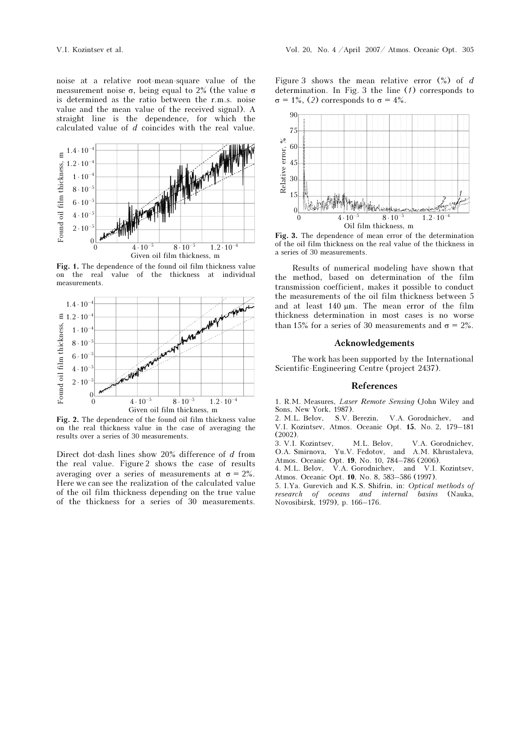noise at a relative root-mean-square value of the measurement noise σ, being equal to 2% (the value σ is determined as the ratio between the r.m.s. noise value and the mean value of the received signal). A straight line is the dependence, for which the calculated value of $d$ coincides with the real value.

Found oil film thickness, m

$1.4 \cdot 10^{-4}$
$1.2 \cdot 10^{-4}$
$1 \cdot 10^{-4}$
$8 \cdot 10^{-5}$
$6 \cdot 10^{-5}$
$4 \cdot 10^{-5}$
$2 \cdot 10^{-5}$
0

0 $4 \cdot 10^{-5}$ $8 \cdot 10^{-5}$ $1.2 \cdot 10^{-4}$

Given oil film thickness, m

**Fig. 1.** The dependence of the found oil film thickness value on the real value of the thickness at individual measurements.

Found oil film thickness, m

$1.4 \cdot 10^{-4}$
$1.2 \cdot 10^{-4}$
$1 \cdot 10^{-4}$
$8 \cdot 10^{-5}$
$6 \cdot 10^{-5}$
$4 \cdot 10^{-5}$
$2 \cdot 10^{-5}$
0

0 $4 \cdot 10^{-5}$ $8 \cdot 10^{-5}$ $1.2 \cdot 10^{-4}$

Given oil film thickness, m

**Fig. 2.** The dependence of the found oil film thickness value on the real thickness value in the case of averaging the results over a series of 30 measurements.

Direct dot-dash lines show 20% difference of $d$ from the real value. Figure 2 shows the case of results averaging over a series of measurements at σ = 2%. Here we can see the realization of the calculated value of the oil film thickness depending on the true value of the thickness for a series of 30 measurements.

Figure 3 shows the mean relative error (%) of $d$ determination. In Fig. 3 the line (*1*) corresponds to σ = 1%, (*2*) corresponds to σ = 4%.

Relative error, %

90
75
60
45
30
15
0

0 $4 \cdot 10^{-5}$ $8 \cdot 10^{-5}$ $1.2 \cdot 10^{-4}$

Oil film thickness, m

1
2

**Fig. 3.** The dependence of mean error of the determination of the oil film thickness on the real value of the thickness in a series of 30 measurements.

Results of numerical modeling have shown that the method, based on determination of the film transmission coefficient, makes it possible to conduct the measurements of the oil film thickness between 5 and at least 140 μm. The mean error of the film thickness determination in most cases is no worse than 15% for a series of 30 measurements and σ = 2%.

## Acknowledgements

The work has been supported by the International Scientific-Engineering Centre (project 2437).

## References

1. R.M. Measures, *Laser Remote Sensing* (John Wiley and Sons, New York, 1987).
2. M.L. Belov, S.V. Berezin, V.A. Gorodnichev, and V.I. Kozintsev, Atmos. Oceanic Opt. **15**, No. 2, 179–181 (2002).
3. V.I. Kozintsev, M.L. Belov, V.A. Gorodnichev, O.A. Smirnova, Yu.V. Fedotov, and A.M. Khrustaleva, Atmos. Oceanic Opt. **19**, No. 10, 784–786 (2006).
4. M.L. Belov, V.A. Gorodnichev, and V.I. Kozintsev, Atmos. Oceanic Opt. **10**, No. 8, 583–586 (1997).
5. I.Ya. Gurevich and K.S. Shifrin, in: *Optical methods of research of oceans and internal basins* (Nauka, Novosibirsk, 1979), p. 166–176.